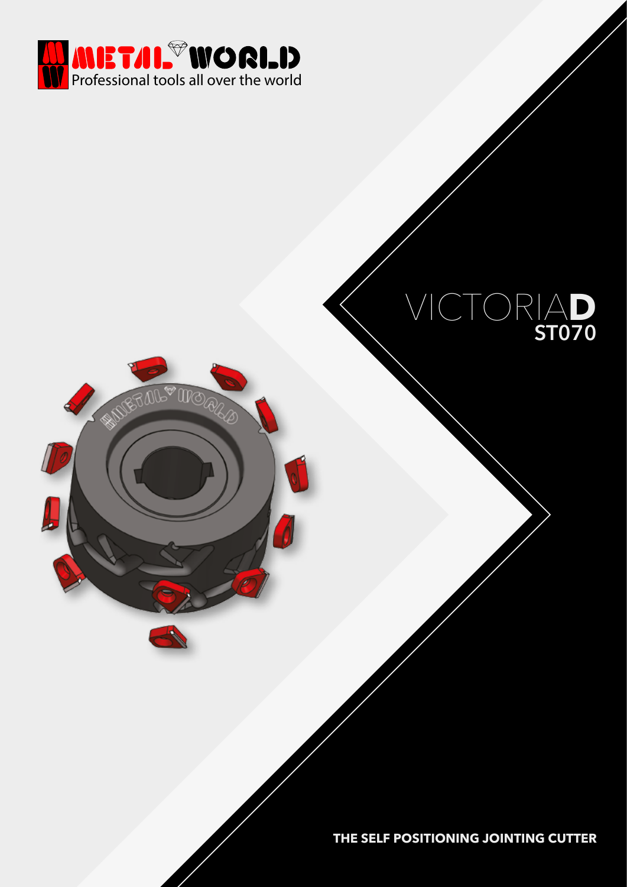METAL WORLD

Professional tools all over the world

# VICTORIAD

## ST070

**THE SELF POSITIONING JOINTING CUTTER**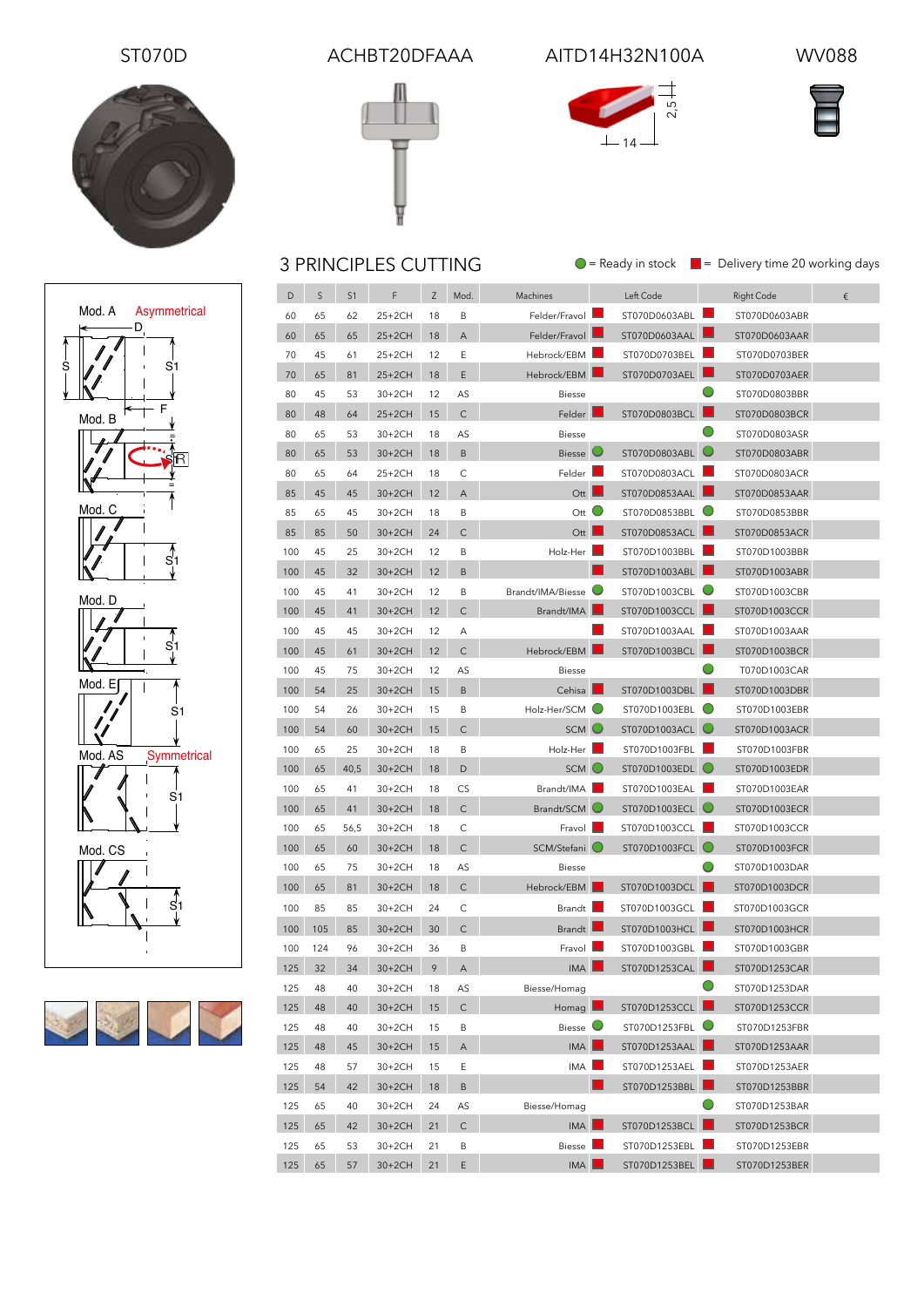ST070D

ACHBT20DFAAA

AITD14H32N100A

WV088

## 3 PRINCIPLES CUTTING

● = Ready in stock ■ = Delivery time 20 working days

Mod. A Asymmetrical

Mod. B

Mod. C

Mod. D

Mod. E

Mod. AS Symmetrical

Mod. CS

| D | S | S1 | F | Z | Mod. | Machines | | Left Code | | Right Code | € |
|---|---|---|---|---|---|---|---|---|---|---|---|
| 60 | 65 | 62 | 25+2CH | 18 | B | Felder/Fravol | ■ | ST070D0603ABL | ■ | ST070D0603ABR | |
| 60 | 65 | 65 | 25+2CH | 18 | A | Felder/Fravol | ■ | ST070D0603AAL | ■ | ST070D0603AAR | |
| 70 | 45 | 61 | 25+2CH | 12 | E | Hebrock/EBM | ■ | ST070D0703BEL | ■ | ST070D0703BER | |
| 70 | 65 | 81 | 25+2CH | 18 | E | Hebrock/EBM | ■ | ST070D0703AEL | ■ | ST070D0703AER | |
| 80 | 45 | 53 | 30+2CH | 12 | AS | Biesse | | | ● | ST070D0803BBR | |
| 80 | 48 | 64 | 25+2CH | 15 | C | Felder | ■ | ST070D0803BCL | ■ | ST070D0803BCR | |
| 80 | 65 | 53 | 30+2CH | 18 | AS | Biesse | | | ● | ST070D0803ASR | |
| 80 | 65 | 53 | 30+2CH | 18 | B | Biesse | ● | ST070D0803ABL | ● | ST070D0803ABR | |
| 80 | 65 | 64 | 25+2CH | 18 | C | Felder | ■ | ST070D0803ACL | ■ | ST070D0803ACR | |
| 85 | 45 | 45 | 30+2CH | 12 | A | Ott | ■ | ST070D0853AAL | ■ | ST070D0853AAR | |
| 85 | 65 | 45 | 30+2CH | 18 | B | Ott | ● | ST070D0853BBL | ● | ST070D0853BBR | |
| 85 | 85 | 50 | 30+2CH | 24 | C | Ott | ■ | ST070D0853ACL | ■ | ST070D0853ACR | |
| 100 | 45 | 25 | 30+2CH | 12 | B | Holz-Her | ■ | ST070D1003BBL | ■ | ST070D1003BBR | |
| 100 | 45 | 32 | 30+2CH | 12 | B | | ■ | ST070D1003ABL | ■ | ST070D1003ABR | |
| 100 | 45 | 41 | 30+2CH | 12 | B | Brandt/IMA/Biesse | ● | ST070D1003CBL | ● | ST070D1003CBR | |
| 100 | 45 | 41 | 30+2CH | 12 | C | Brandt/IMA | ■ | ST070D1003CCL | ■ | ST070D1003CCR | |
| 100 | 45 | 45 | 30+2CH | 12 | A | | ■ | ST070D1003AAL | ■ | ST070D1003AAR | |
| 100 | 45 | 61 | 30+2CH | 12 | C | Hebrock/EBM | ■ | ST070D1003BCL | ■ | ST070D1003BCR | |
| 100 | 45 | 75 | 30+2CH | 12 | AS | Biesse | | | ● | T070D1003CAR | |
| 100 | 54 | 25 | 30+2CH | 15 | B | Cehisa | ■ | ST070D1003DBL | ■ | ST070D1003DBR | |
| 100 | 54 | 26 | 30+2CH | 15 | B | Holz-Her/SCM | ● | ST070D1003EBL | ● | ST070D1003EBR | |
| 100 | 54 | 60 | 30+2CH | 15 | C | SCM | ● | ST070D1003ACL | ● | ST070D1003ACR | |
| 100 | 65 | 25 | 30+2CH | 18 | B | Holz-Her | ■ | ST070D1003FBL | ■ | ST070D1003FBR | |
| 100 | 65 | 40,5 | 30+2CH | 18 | D | SCM | ● | ST070D1003EDL | ● | ST070D1003EDR | |
| 100 | 65 | 41 | 30+2CH | 18 | CS | Brandt/IMA | ■ | ST070D1003EAL | ■ | ST070D1003EAR | |
| 100 | 65 | 41 | 30+2CH | 18 | C | Brandt/SCM | ● | ST070D1003ECL | ● | ST070D1003ECR | |
| 100 | 65 | 56,5 | 30+2CH | 18 | C | Fravol | ■ | ST070D1003CCL | ■ | ST070D1003CCR | |
| 100 | 65 | 60 | 30+2CH | 18 | C | SCM/Stefani | ● | ST070D1003FCL | ● | ST070D1003FCR | |
| 100 | 65 | 75 | 30+2CH | 18 | AS | Biesse | | | ● | ST070D1003DAR | |
| 100 | 65 | 81 | 30+2CH | 18 | C | Hebrock/EBM | ■ | ST070D1003DCL | ■ | ST070D1003DCR | |
| 100 | 85 | 85 | 30+2CH | 24 | C | Brandt | ■ | ST070D1003GCL | ■ | ST070D1003GCR | |
| 100 | 105 | 85 | 30+2CH | 30 | C | Brandt | ■ | ST070D1003HCL | ■ | ST070D1003HCR | |
| 100 | 124 | 96 | 30+2CH | 36 | B | Fravol | ■ | ST070D1003GBL | ■ | ST070D1003GBR | |
| 125 | 32 | 34 | 30+2CH | 9 | A | IMA | ■ | ST070D1253CAL | ■ | ST070D1253CAR | |
| 125 | 48 | 40 | 30+2CH | 18 | AS | Biesse/Homag | | | ● | ST070D1253DAR | |
| 125 | 48 | 40 | 30+2CH | 15 | C | Homag | ■ | ST070D1253CCL | ■ | ST070D1253CCR | |
| 125 | 48 | 40 | 30+2CH | 15 | B | Biesse | ● | ST070D1253FBL | ● | ST070D1253FBR | |
| 125 | 48 | 45 | 30+2CH | 15 | A | IMA | ■ | ST070D1253AAL | ■ | ST070D1253AAR | |
| 125 | 48 | 57 | 30+2CH | 15 | E | IMA | ■ | ST070D1253AEL | ■ | ST070D1253AER | |
| 125 | 54 | 42 | 30+2CH | 18 | B | | ■ | ST070D1253BBL | ■ | ST070D1253BBR | |
| 125 | 65 | 40 | 30+2CH | 24 | AS | Biesse/Homag | | | ● | ST070D1253BAR | |
| 125 | 65 | 42 | 30+2CH | 21 | C | IMA | ■ | ST070D1253BCL | ■ | ST070D1253BCR | |
| 125 | 65 | 53 | 30+2CH | 21 | B | Biesse | ■ | ST070D1253EBL | ■ | ST070D1253EBR | |
| 125 | 65 | 57 | 30+2CH | 21 | E | IMA | ■ | ST070D1253BEL | ■ | ST070D1253BER | |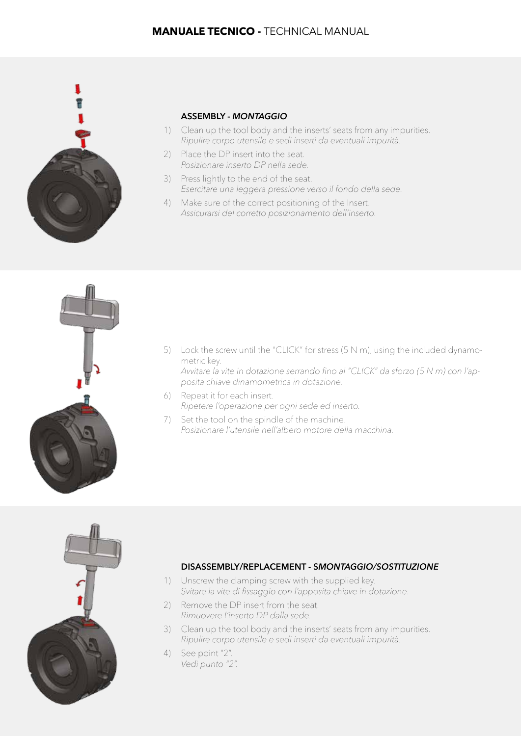## ASSEMBLY - *MONTAGGIO*

1) Clean up the tool body and the inserts' seats from any impurities.
   *Ripulire corpo utensile e sedi inserti da eventuali impurità.*
2) Place the DP insert into the seat.
   *Posizionare inserto DP nella sede.*
3) Press lightly to the end of the seat.
   *Esercitare una leggera pressione verso il fondo della sede.*
4) Make sure of the correct positioning of the Insert.
   *Assicurarsi del corretto posizionamento dell'inserto.*
5) Lock the screw until the "CLICK" for stress (5 N m), using the included dynamometric key.
   *Avvitare la vite in dotazione serrando fino al "CLICK" da sforzo (5 N m) con l'apposita chiave dinamometrica in dotazione.*
6) Repeat it for each insert.
   *Ripetere l'operazione per ogni sede ed inserto.*
7) Set the tool on the spindle of the machine.
   *Posizionare l'utensile nell'albero motore della macchina.*

## DISASSEMBLY/REPLACEMENT - *SMONTAGGIO/SOSTITUZIONE*

1) Unscrew the clamping screw with the supplied key.
   *Svitare la vite di fissaggio con l'apposita chiave in dotazione.*
2) Remove the DP insert from the seat.
   *Rimuovere l'inserto DP dalla sede.*
3) Clean up the tool body and the inserts' seats from any impurities.
   *Ripulire corpo utensile e sedi inserti da eventuali impurità.*
4) See point "2".
   *Vedi punto "2".*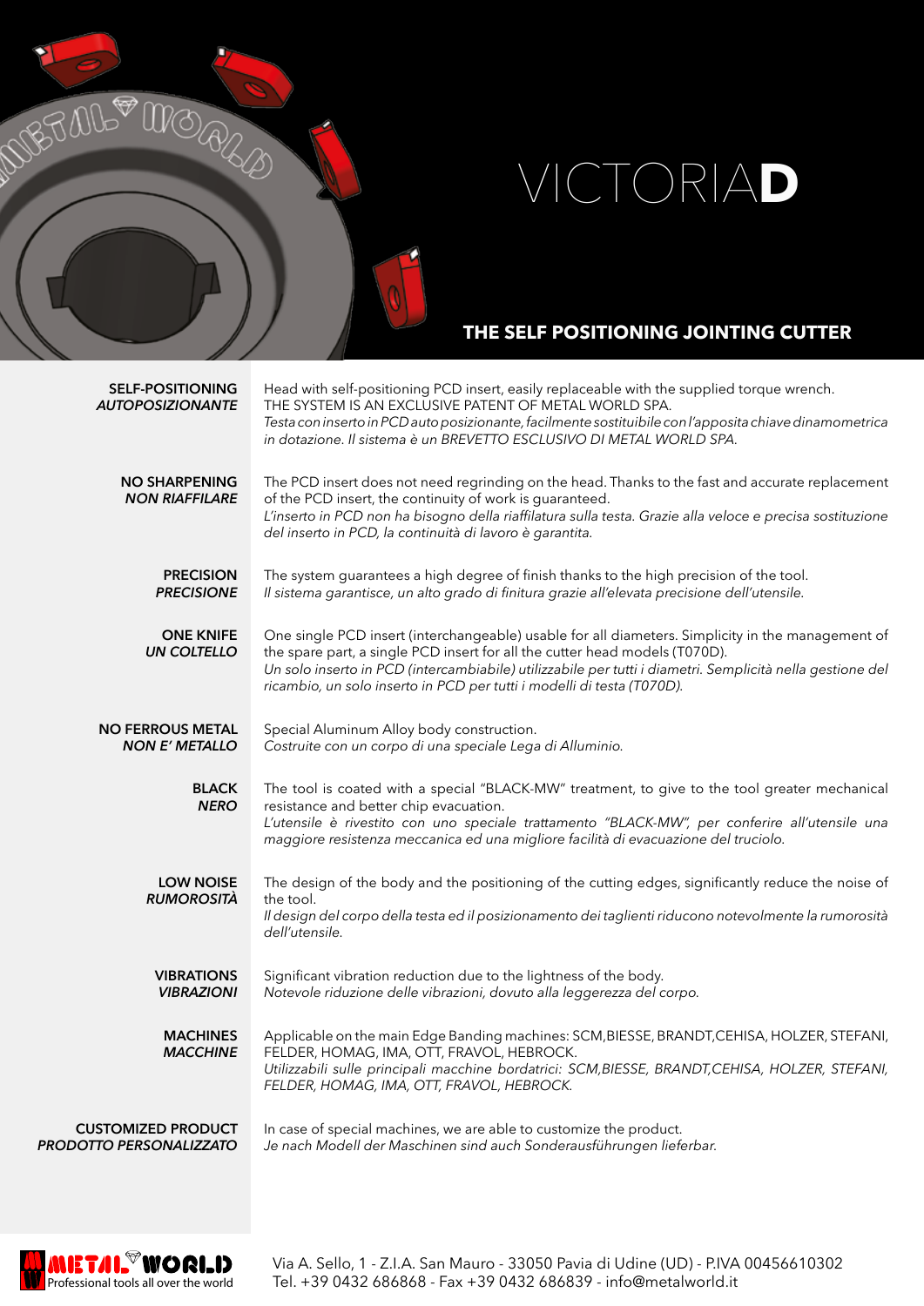# VICTORIA**D**

## THE SELF POSITIONING JOINTING CUTTER

| | |
|---|---|
| **SELF-POSITIONING** ***AUTOPOSIZIONANTE*** | Head with self-positioning PCD insert, easily replaceable with the supplied torque wrench. THE SYSTEM IS AN EXCLUSIVE PATENT OF METAL WORLD SPA. *Testa con inserto in PCD auto posizionante, facilmente sostituibile con l'apposita chiave dinamometrica in dotazione. Il sistema è un BREVETTO ESCLUSIVO DI METAL WORLD SPA.* |
| **NO SHARPENING** ***NON RIAFFILARE*** | The PCD insert does not need regrinding on the head. Thanks to the fast and accurate replacement of the PCD insert, the continuity of work is guaranteed. *L'inserto in PCD non ha bisogno della riaffilatura sulla testa. Grazie alla veloce e precisa sostituzione del inserto in PCD, la continuità di lavoro è garantita.* |
| **PRECISION** ***PRECISIONE*** | The system guarantees a high degree of finish thanks to the high precision of the tool. *Il sistema garantisce, un alto grado di finitura grazie all'elevata precisione dell'utensile.* |
| **ONE KNIFE** ***UN COLTELLO*** | One single PCD insert (interchangeable) usable for all diameters. Simplicity in the management of the spare part, a single PCD insert for all the cutter head models (T070D). *Un solo inserto in PCD (intercambiabile) utilizzabile per tutti i diametri. Semplicità nella gestione del ricambio, un solo inserto in PCD per tutti i modelli di testa (T070D).* |
| **NO FERROUS METAL** ***NON E' METALLO*** | Special Aluminum Alloy body construction. *Costruite con un corpo di una speciale Lega di Alluminio.* |
| **BLACK** ***NERO*** | The tool is coated with a special "BLACK-MW" treatment, to give to the tool greater mechanical resistance and better chip evacuation. *L'utensile è rivestito con uno speciale trattamento "BLACK-MW", per conferire all'utensile una maggiore resistenza meccanica ed una migliore facilità di evacuazione del truciolo.* |
| **LOW NOISE** ***RUMOROSITÀ*** | The design of the body and the positioning of the cutting edges, significantly reduce the noise of the tool. *Il design del corpo della testa ed il posizionamento dei taglienti riducono notevolmente la rumorosità dell'utensile.* |
| **VIBRATIONS** ***VIBRAZIONI*** | Significant vibration reduction due to the lightness of the body. *Notevole riduzione delle vibrazioni, dovuto alla leggerezza del corpo.* |
| **MACHINES** ***MACCHINE*** | Applicable on the main Edge Banding machines: SCM,BIESSE, BRANDT,CEHISA, HOLZER, STEFANI, FELDER, HOMAG, IMA, OTT, FRAVOL, HEBROCK. *Utilizzabili sulle principali macchine bordatrici: SCM,BIESSE, BRANDT,CEHISA, HOLZER, STEFANI, FELDER, HOMAG, IMA, OTT, FRAVOL, HEBROCK.* |
| **CUSTOMIZED PRODUCT** ***PRODOTTO PERSONALIZZATO*** | In case of special machines, we are able to customize the product. *Je nach Modell der Maschinen sind auch Sonderausführungen lieferbar.* |

METAL WORLD
Professional tools all over the world

Via A. Sello, 1 - Z.I.A. San Mauro - 33050 Pavia di Udine (UD) - P.IVA 00456610302
Tel. +39 0432 686868 - Fax +39 0432 686839 - info@metalworld.it